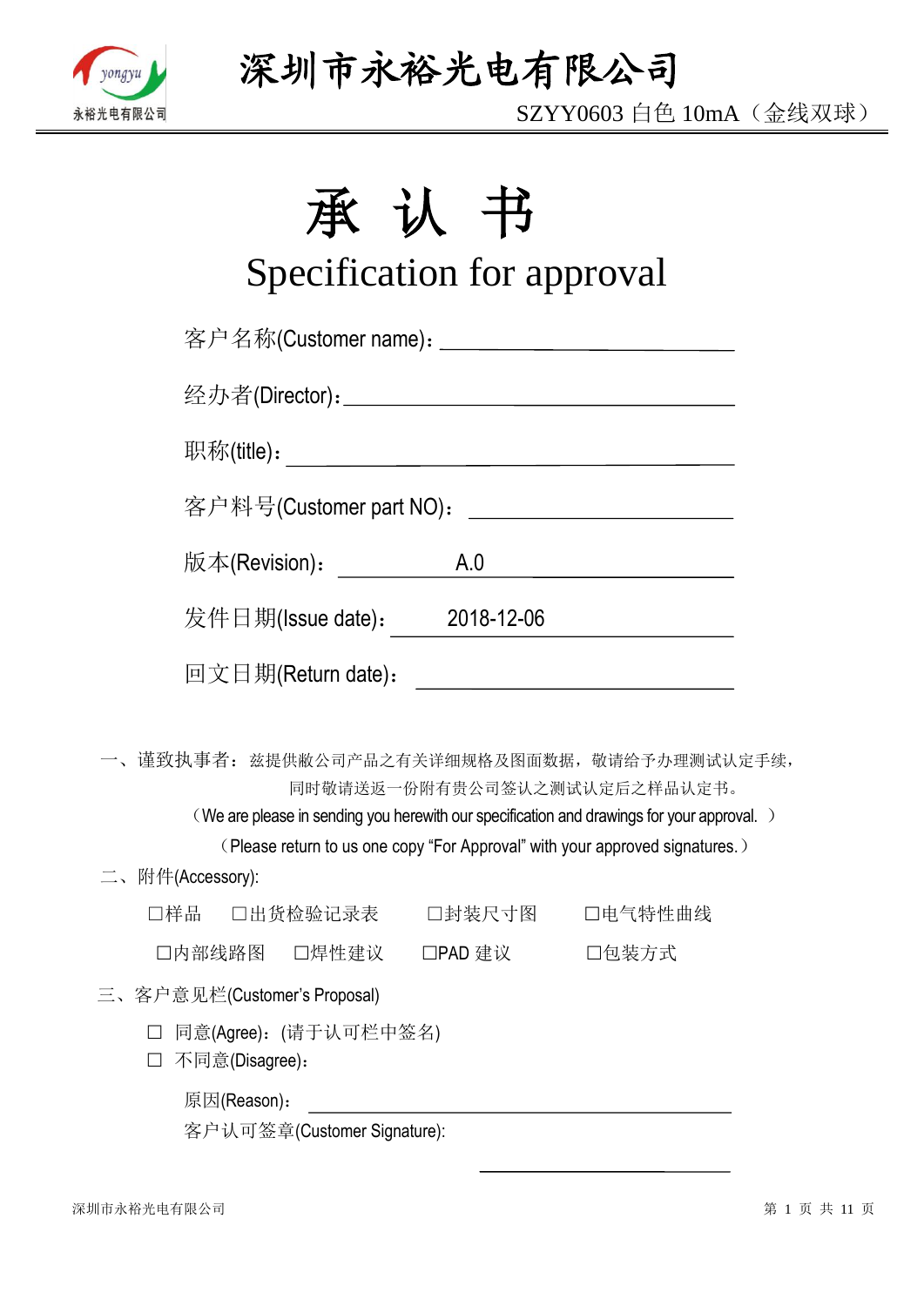# 深圳市永裕光电有限公司

SZYY0603 白色 10mA（金线双球）

# 承 认 书

## Specification for approval

客户名称(Customer name)：\_\_\_\_\_\_\_\_\_\_\_\_\_\_\_\_\_\_\_\_

经办者(Director)：\_\_\_\_\_\_\_\_\_\_\_\_\_\_\_\_\_\_\_\_

职称(title)：\_\_\_\_\_\_\_\_\_\_\_\_\_\_\_\_\_\_\_\_

客户料号(Customer part NO)：\_\_\_\_\_\_\_\_\_\_\_\_\_\_\_\_\_\_\_\_

版本(Revision)：A.0

发件日期(Issue date)：2018-12-06

回文日期(Return date)：\_\_\_\_\_\_\_\_\_\_\_\_\_\_\_\_\_\_\_\_

一、谨致执事者：兹提供敝公司产品之有关详细规格及图面数据，敬请给予办理测试认定手续，同时敬请送返一份附有贵公司签认之测试认定后之样品认定书。

（We are please in sending you herewith our specification and drawings for your approval. ）

（Please return to us one copy "For Approval" with your approved signatures.）

二、附件(Accessory):

☐样品　☐出货检验记录表　☐封装尺寸图　☐电气特性曲线

☐内部线路图　☐焊性建议　☐PAD 建议　☐包装方式

三、客户意见栏(Customer's Proposal)

☐ 同意(Agree)：(请于认可栏中签名)

☐ 不同意(Disagree)：

原因(Reason)：\_\_\_\_\_\_\_\_\_\_\_\_\_\_\_\_\_\_\_\_

客户认可签章(Customer Signature):

\_\_\_\_\_\_\_\_\_\_\_\_\_\_\_\_\_\_\_\_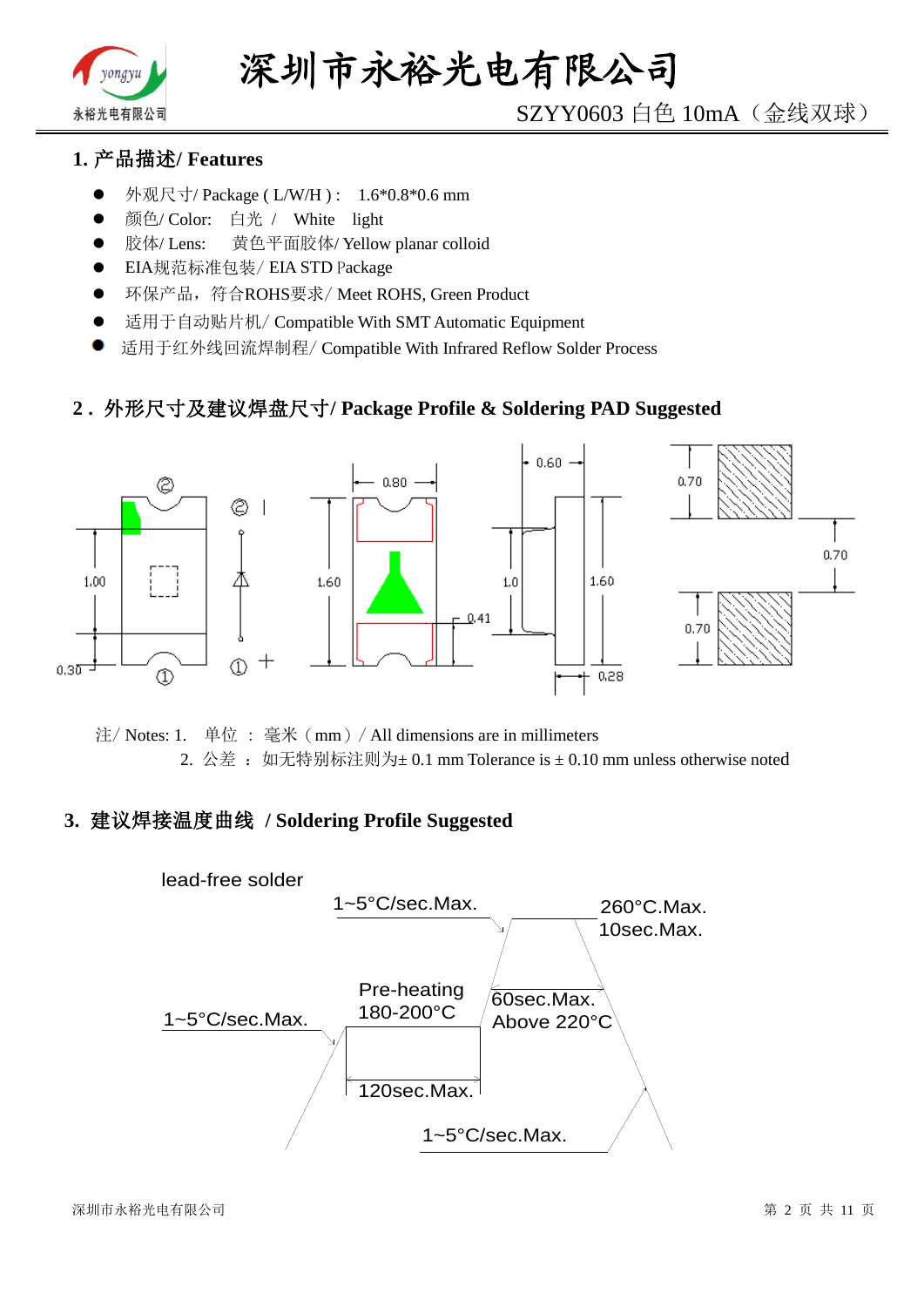## 1. 产品描述/ Features

- 外观尺寸/ Package ( L/W/H ) : 1.6*0.8*0.6 mm
- 颜色/ Color: 白光 / White light
- 胶体/ Lens: 黄色平面胶体/ Yellow planar colloid
- EIA规范标准包装/ EIA STD Package
- 环保产品，符合ROHS要求/ Meet ROHS, Green Product
- 适用于自动贴片机/ Compatible With SMT Automatic Equipment
- 适用于红外线回流焊制程/ Compatible With Infrared Reflow Solder Process

## 2 . 外形尺寸及建议焊盘尺寸/ Package Profile & Soldering PAD Suggested

注/ Notes: 1. 单位 ： 毫米（mm）/ All dimensions are in millimeters

2. 公差 ： 如无特别标注则为± 0.1 mm Tolerance is ± 0.10 mm unless otherwise noted

## 3. 建议焊接温度曲线 / Soldering Profile Suggested

lead-free solder

- 1~5°C/sec.Max.
- Pre-heating 180-200°C, 120sec.Max.
- 260°C.Max. 10sec.Max.
- 60sec.Max. Above 220°C
- 1~5°C/sec.Max.
- 1~5°C/sec.Max.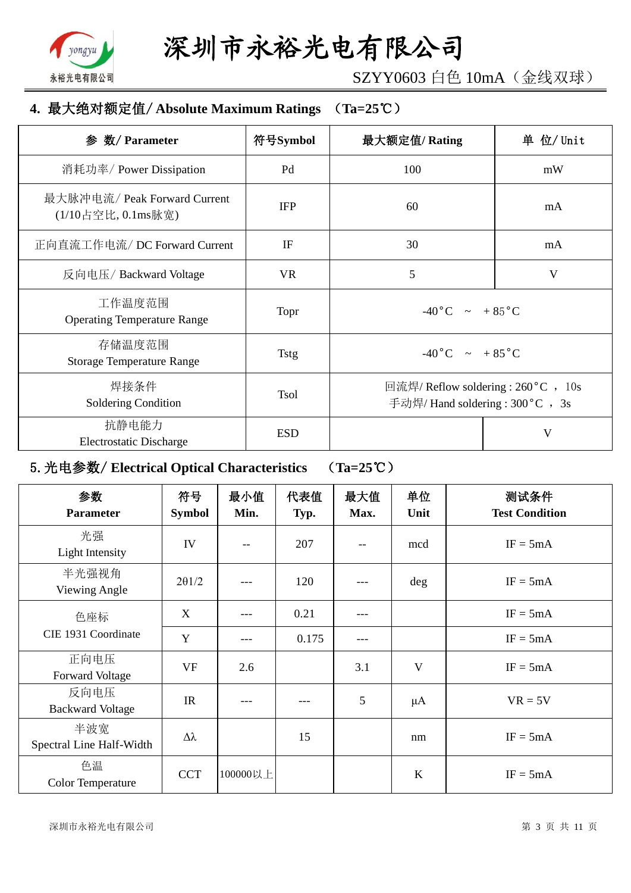## 4. 最大绝对额定值/ Absolute Maximum Ratings （Ta=25℃）

| 参 数/ Parameter | 符号Symbol | 最大额定值/ Rating | 单 位/ Unit |
|---|---|---|---|
| 消耗功率/ Power Dissipation | Pd | 100 | mW |
| 最大脉冲电流/ Peak Forward Current (1/10占空比, 0.1ms脉宽) | IFP | 60 | mA |
| 正向直流工作电流/ DC Forward Current | IF | 30 | mA |
| 反向电压/ Backward Voltage | VR | 5 | V |
| 工作温度范围 Operating Temperature Range | Topr | -40°C ~ + 85°C | |
| 存储温度范围 Storage Temperature Range | Tstg | -40°C ~ + 85°C | |
| 焊接条件 Soldering Condition | Tsol | 回流焊/ Reflow soldering : 260°C ， 10s<br>手动焊/ Hand soldering : 300°C ， 3s | |
| 抗静电能力 Electrostatic Discharge | ESD | | V |

## 5. 光电参数/ Electrical Optical Characteristics （Ta=25℃）

| 参数 Parameter | 符号 Symbol | 最小值 Min. | 代表值 Typ. | 最大值 Max. | 单位 Unit | 测试条件 Test Condition |
|---|---|---|---|---|---|---|
| 光强 Light Intensity | IV | -- | 207 | -- | mcd | IF = 5mA |
| 半光强视角 Viewing Angle | 2θ1/2 | --- | 120 | --- | deg | IF = 5mA |
| 色座标 CIE 1931 Coordinate | X | --- | 0.21 | --- | | IF = 5mA |
| | Y | --- | 0.175 | --- | | IF = 5mA |
| 正向电压 Forward Voltage | VF | 2.6 | | 3.1 | V | IF = 5mA |
| 反向电压 Backward Voltage | IR | --- | --- | 5 | μA | VR = 5V |
| 半波宽 Spectral Line Half-Width | Δλ | | 15 | | nm | IF = 5mA |
| 色温 Color Temperature | CCT | 100000以上 | | | K | IF = 5mA |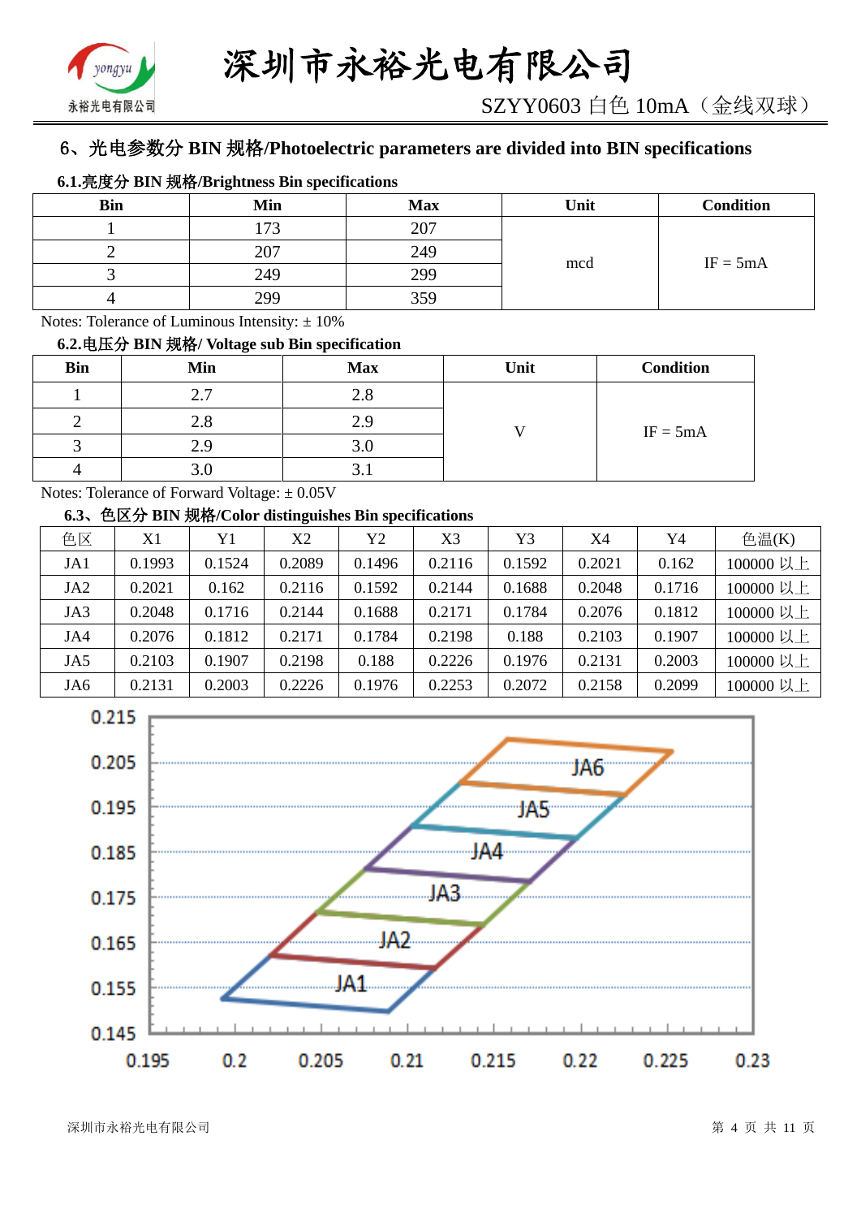# 6、光电参数分 BIN 规格/Photoelectric parameters are divided into BIN specifications

### 6.1.亮度分 BIN 规格/Brightness Bin specifications

| Bin | Min | Max | Unit | Condition |
|---|---|---|---|---|
| 1 | 173 | 207 | mcd | IF = 5mA |
| 2 | 207 | 249 | | |
| 3 | 249 | 299 | | |
| 4 | 299 | 359 | | |

Notes: Tolerance of Luminous Intensity: ± 10%

### 6.2.电压分 BIN 规格/ Voltage sub Bin specification

| Bin | Min | Max | Unit | Condition |
|---|---|---|---|---|
| 1 | 2.7 | 2.8 | V | IF = 5mA |
| 2 | 2.8 | 2.9 | | |
| 3 | 2.9 | 3.0 | | |
| 4 | 3.0 | 3.1 | | |

Notes: Tolerance of Forward Voltage: ± 0.05V

### 6.3、色区分 BIN 规格/Color distinguishes Bin specifications

| 色区 | X1 | Y1 | X2 | Y2 | X3 | Y3 | X4 | Y4 | 色温(K) |
|---|---|---|---|---|---|---|---|---|---|
| JA1 | 0.1993 | 0.1524 | 0.2089 | 0.1496 | 0.2116 | 0.1592 | 0.2021 | 0.162 | 100000 以上 |
| JA2 | 0.2021 | 0.162 | 0.2116 | 0.1592 | 0.2144 | 0.1688 | 0.2048 | 0.1716 | 100000 以上 |
| JA3 | 0.2048 | 0.1716 | 0.2144 | 0.1688 | 0.2171 | 0.1784 | 0.2076 | 0.1812 | 100000 以上 |
| JA4 | 0.2076 | 0.1812 | 0.2171 | 0.1784 | 0.2198 | 0.188 | 0.2103 | 0.1907 | 100000 以上 |
| JA5 | 0.2103 | 0.1907 | 0.2198 | 0.188 | 0.2226 | 0.1976 | 0.2131 | 0.2003 | 100000 以上 |
| JA6 | 0.2131 | 0.2003 | 0.2226 | 0.1976 | 0.2253 | 0.2072 | 0.2158 | 0.2099 | 100000 以上 |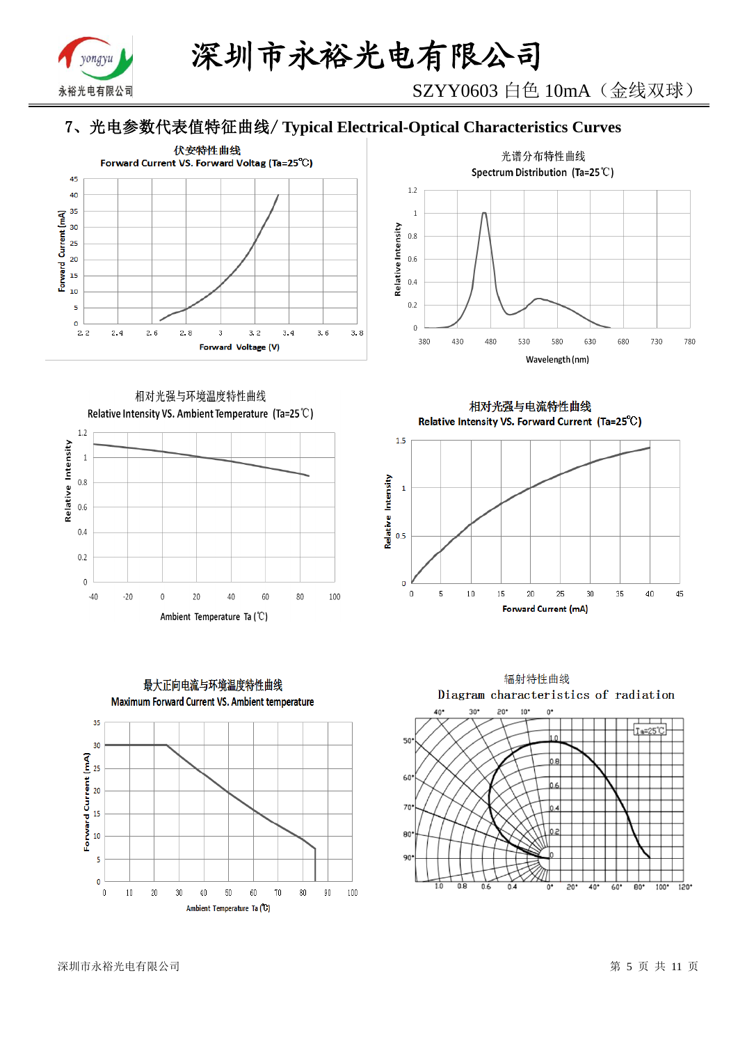## 7、光电参数代表值特征曲线/ Typical Electrical-Optical Characteristics Curves

伏安特性曲线

Forward Current VS. Forward Voltag (Ta=25℃)

光谱分布特性曲线

Spectrum Distribution (Ta=25℃)

相对光强与环境温度特性曲线

Relative Intensity VS. Ambient Temperature (Ta=25℃)

相对光强与电流特性曲线

Relative Intensity VS. Forward Current (Ta=25℃)

最大正向电流与环境温度特性曲线

Maximum Forward Current VS. Ambient temperature

辐射特性曲线

Diagram characteristics of radiation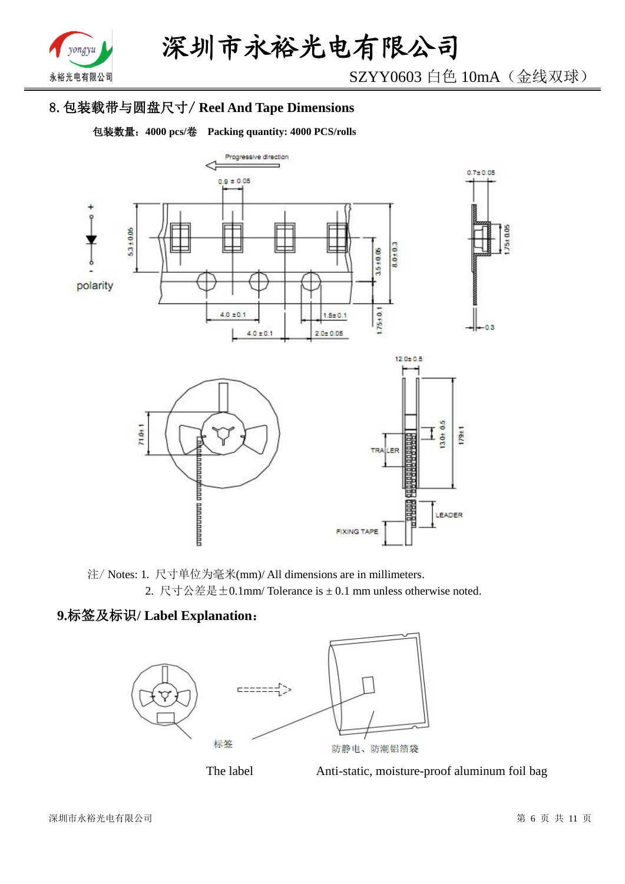## 8. 包装载带与圆盘尺寸/ Reel And Tape Dimensions

**包装数量：4000 pcs/卷　Packing quantity: 4000 PCS/rolls**

注/ Notes: 1. 尺寸单位为毫米(mm)/ All dimensions are in millimeters.

2. 尺寸公差是±0.1mm/ Tolerance is ± 0.1 mm unless otherwise noted.

## 9.标签及标识/ Label Explanation：

标签　　防静电、防潮铝箔袋

The label　　Anti-static, moisture-proof aluminum foil bag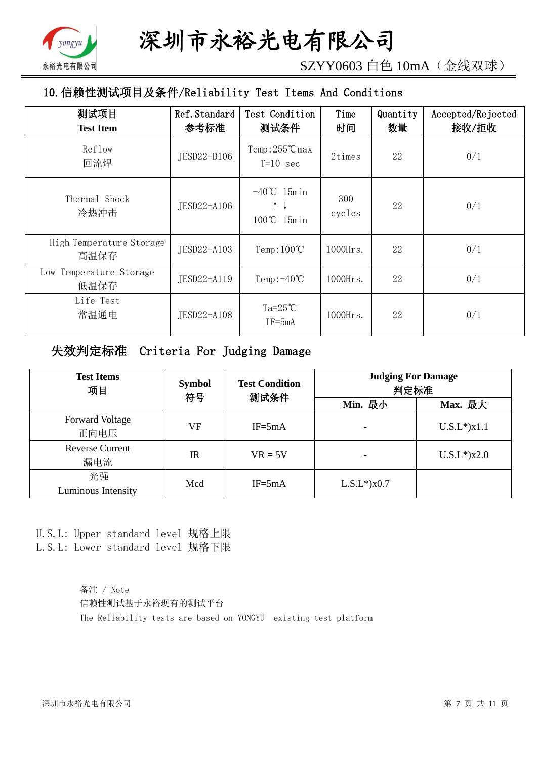## 10. 信赖性测试项目及条件/Reliability Test Items And Conditions

| 测试项目<br>Test Item | Ref. Standard<br>参考标准 | Test Condition<br>测试条件 | Time<br>时间 | Quantity<br>数量 | Accepted/Rejected<br>接收/拒收 |
|---|---|---|---|---|---|
| Reflow<br>回流焊 | JESD22-B106 | Temp:255℃max<br>T=10 sec | 2times | 22 | 0/1 |
| Thermal Shock<br>冷热冲击 | JESD22-A106 | -40℃ 15min<br>↑ ↓<br>100℃ 15min | 300<br>cycles | 22 | 0/1 |
| High Temperature Storage<br>高温保存 | JESD22-A103 | Temp:100℃ | 1000Hrs. | 22 | 0/1 |
| Low Temperature Storage<br>低温保存 | JESD22-A119 | Temp:-40℃ | 1000Hrs. | 22 | 0/1 |
| Life Test<br>常温通电 | JESD22-A108 | Ta=25℃<br>IF=5mA | 1000Hrs. | 22 | 0/1 |

## 失效判定标准 Criteria For Judging Damage

| Test Items<br>项目 | Symbol<br>符号 | Test Condition<br>测试条件 | Judging For Damage<br>判定标准 | |
|---|---|---|---|---|
| | | | Min. 最小 | Max. 最大 |
| Forward Voltage<br>正向电压 | VF | IF=5mA | - | U.S.L*)x1.1 |
| Reverse Current<br>漏电流 | IR | VR = 5V | - | U.S.L*)x2.0 |
| 光强<br>Luminous Intensity | Mcd | IF=5mA | L.S.L*)x0.7 | |

U.S.L: Upper standard level 规格上限
L.S.L: Lower standard level 规格下限

备注 / Note
信赖性测试基于永裕现有的测试平台
The Reliability tests are based on YONGYU existing test platform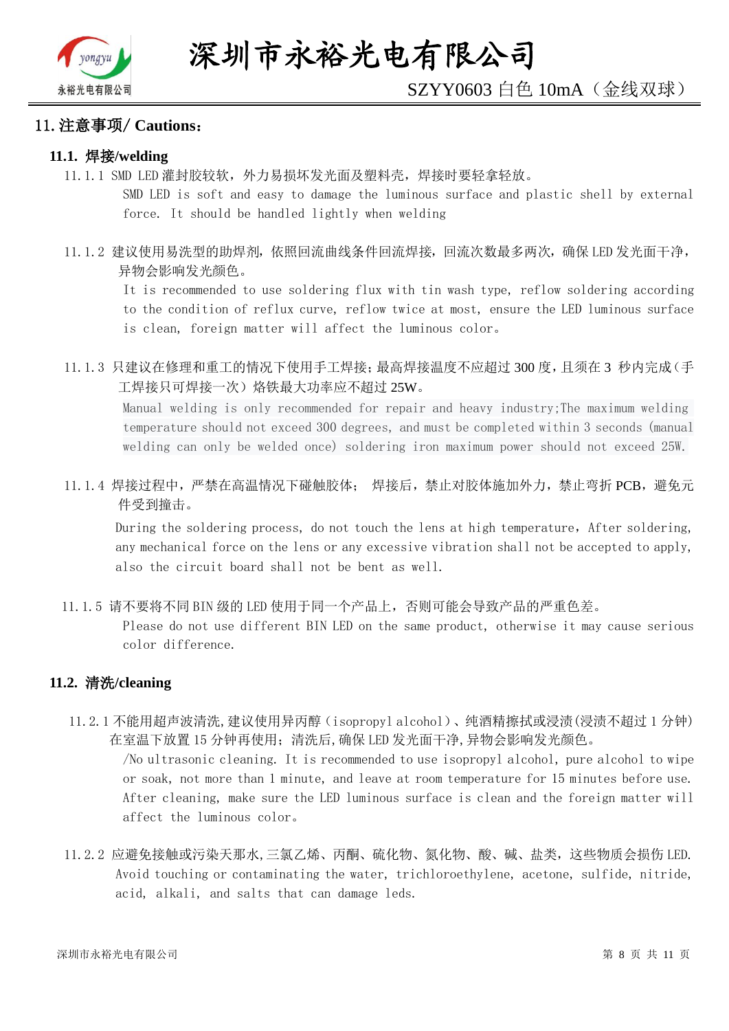## 11. 注意事项/ Cautions：

### 11.1. 焊接/welding

11.1.1 SMD LED 灌封胶较软，外力易损坏发光面及塑料壳，焊接时要轻拿轻放。

SMD LED is soft and easy to damage the luminous surface and plastic shell by external force. It should be handled lightly when welding

11.1.2 建议使用易洗型的助焊剂，依照回流曲线条件回流焊接，回流次数最多两次，确保 LED 发光面干净，异物会影响发光颜色。

It is recommended to use soldering flux with tin wash type, reflow soldering according to the condition of reflux curve, reflow twice at most, ensure the LED luminous surface is clean, foreign matter will affect the luminous color。

11.1.3 只建议在修理和重工的情况下使用手工焊接；最高焊接温度不应超过 300 度，且须在 3 秒内完成（手工焊接只可焊接一次）烙铁最大功率应不超过 25W。

Manual welding is only recommended for repair and heavy industry;The maximum welding temperature should not exceed 300 degrees, and must be completed within 3 seconds (manual welding can only be welded once) soldering iron maximum power should not exceed 25W.

11.1.4 焊接过程中，严禁在高温情况下碰触胶体； 焊接后，禁止对胶体施加外力，禁止弯折 PCB，避免元件受到撞击。

During the soldering process, do not touch the lens at high temperature, After soldering, any mechanical force on the lens or any excessive vibration shall not be accepted to apply, also the circuit board shall not be bent as well.

11.1.5 请不要将不同 BIN 级的 LED 使用于同一个产品上，否则可能会导致产品的严重色差。

Please do not use different BIN LED on the same product, otherwise it may cause serious color difference.

### 11.2. 清洗/cleaning

11.2.1 不能用超声波清洗,建议使用异丙醇（isopropyl alcohol）、纯酒精擦拭或浸渍(浸渍不超过 1 分钟)在室温下放置 15 分钟再使用；清洗后,确保 LED 发光面干净,异物会影响发光颜色。

/No ultrasonic cleaning. It is recommended to use isopropyl alcohol, pure alcohol to wipe or soak, not more than 1 minute, and leave at room temperature for 15 minutes before use. After cleaning, make sure the LED luminous surface is clean and the foreign matter will affect the luminous color。

11.2.2 应避免接触或污染天那水,三氯乙烯、丙酮、硫化物、氮化物、酸、碱、盐类，这些物质会损伤 LED.

Avoid touching or contaminating the water, trichloroethylene, acetone, sulfide, nitride, acid, alkali, and salts that can damage leds.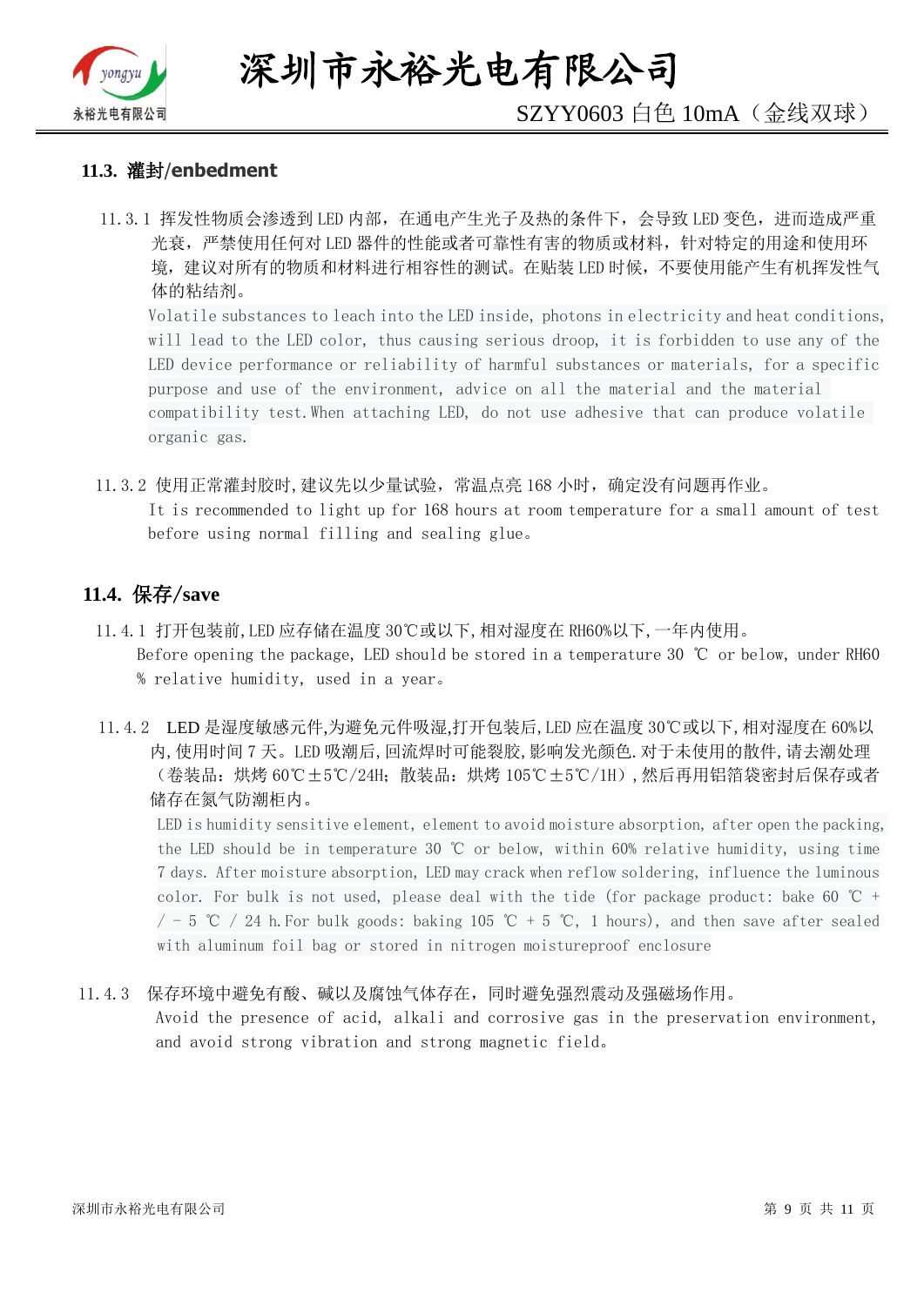### 11.3. 灌封/enbedment

11.3.1 挥发性物质会渗透到 LED 内部，在通电产生光子及热的条件下，会导致 LED 变色，进而造成严重光衰，严禁使用任何对 LED 器件的性能或者可靠性有害的物质或材料，针对特定的用途和使用环境，建议对所有的物质和材料进行相容性的测试。在贴装 LED 时候，不要使用能产生有机挥发性气体的粘结剂。

Volatile substances to leach into the LED inside, photons in electricity and heat conditions, will lead to the LED color, thus causing serious droop, it is forbidden to use any of the LED device performance or reliability of harmful substances or materials, for a specific purpose and use of the environment, advice on all the material and the material compatibility test.When attaching LED, do not use adhesive that can produce volatile organic gas.

11.3.2 使用正常灌封胶时,建议先以少量试验，常温点亮 168 小时，确定没有问题再作业。

It is recommended to light up for 168 hours at room temperature for a small amount of test before using normal filling and sealing glue。

### 11.4. 保存/save

11.4.1 打开包装前,LED 应存储在温度 30℃或以下,相对湿度在 RH60%以下,一年内使用。

Before opening the package, LED should be stored in a temperature 30 ℃ or below, under RH60 % relative humidity, used in a year。

11.4.2 LED 是湿度敏感元件,为避免元件吸湿,打开包装后,LED 应在温度 30℃或以下,相对湿度在 60%以内,使用时间 7 天。LED 吸潮后,回流焊时可能裂胶,影响发光颜色.对于未使用的散件,请去潮处理（卷装品：烘烤 60℃±5℃/24H；散装品：烘烤 105℃±5℃/1H）,然后再用铝箔袋密封后保存或者储存在氮气防潮柜内。

LED is humidity sensitive element, element to avoid moisture absorption, after open the packing, the LED should be in temperature 30 ℃ or below, within 60% relative humidity, using time 7 days. After moisture absorption, LED may crack when reflow soldering, influence the luminous color. For bulk is not used, please deal with the tide (for package product: bake 60 ℃ + / - 5 ℃ / 24 h.For bulk goods: baking 105 ℃ + 5 ℃, 1 hours), and then save after sealed with aluminum foil bag or stored in nitrogen moistureproof enclosure

11.4.3 保存环境中避免有酸、碱以及腐蚀气体存在，同时避免强烈震动及强磁场作用。

Avoid the presence of acid, alkali and corrosive gas in the preservation environment, and avoid strong vibration and strong magnetic field。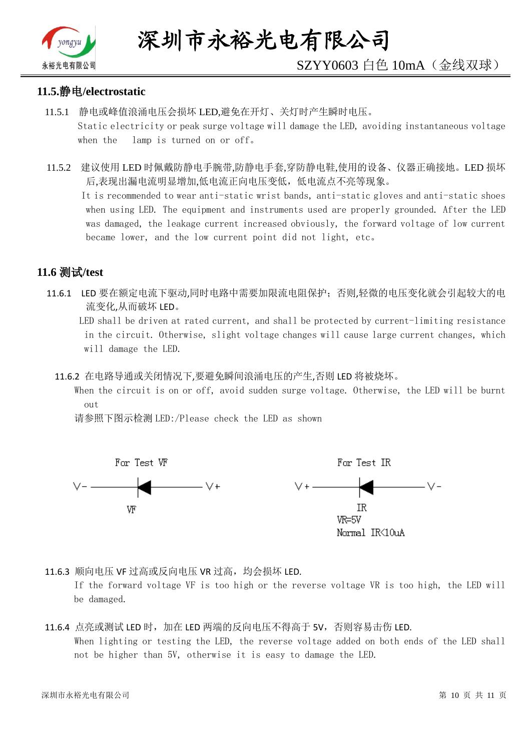## 11.5.静电/electrostatic

11.5.1 静电或峰值浪涌电压会损坏 LED,避免在开灯、关灯时产生瞬时电压。
Static electricity or peak surge voltage will damage the LED, avoiding instantaneous voltage when the lamp is turned on or off。

11.5.2 建议使用 LED 时佩戴防静电手腕带,防静电手套,穿防静电鞋,使用的设备、仪器正确接地。LED 损坏后,表现出漏电流明显增加,低电流正向电压变低，低电流点不亮等现象。
It is recommended to wear anti-static wrist bands, anti-static gloves and anti-static shoes when using LED. The equipment and instruments used are properly grounded. After the LED was damaged, the leakage current increased obviously, the forward voltage of low current became lower, and the low current point did not light, etc。

## 11.6 测试/test

11.6.1 LED 要在额定电流下驱动,同时电路中需要加限流电阻保护；否则,轻微的电压变化就会引起较大的电流变化,从而破坏 LED。
LED shall be driven at rated current, and shall be protected by current-limiting resistance in the circuit. Otherwise, slight voltage changes will cause large current changes, which will damage the LED.

11.6.2 在电路导通或关闭情况下,要避免瞬间浪涌电压的产生,否则 LED 将被烧坏。
When the circuit is on or off, avoid sudden surge voltage. Otherwise, the LED will be burnt out
请参照下图示检测 LED:/Please check the LED as shown

For Test VF

V- ——|◄—— V+

VF

For Test IR

V+ ——|◄—— V-

IR
VR=5V
Normal IR<10uA

11.6.3 顺向电压 VF 过高或反向电压 VR 过高，均会损坏 LED.
If the forward voltage VF is too high or the reverse voltage VR is too high, the LED will be damaged.

11.6.4 点亮或测试 LED 时，加在 LED 两端的反向电压不得高于 5V，否则容易击伤 LED.
When lighting or testing the LED, the reverse voltage added on both ends of the LED shall not be higher than 5V, otherwise it is easy to damage the LED.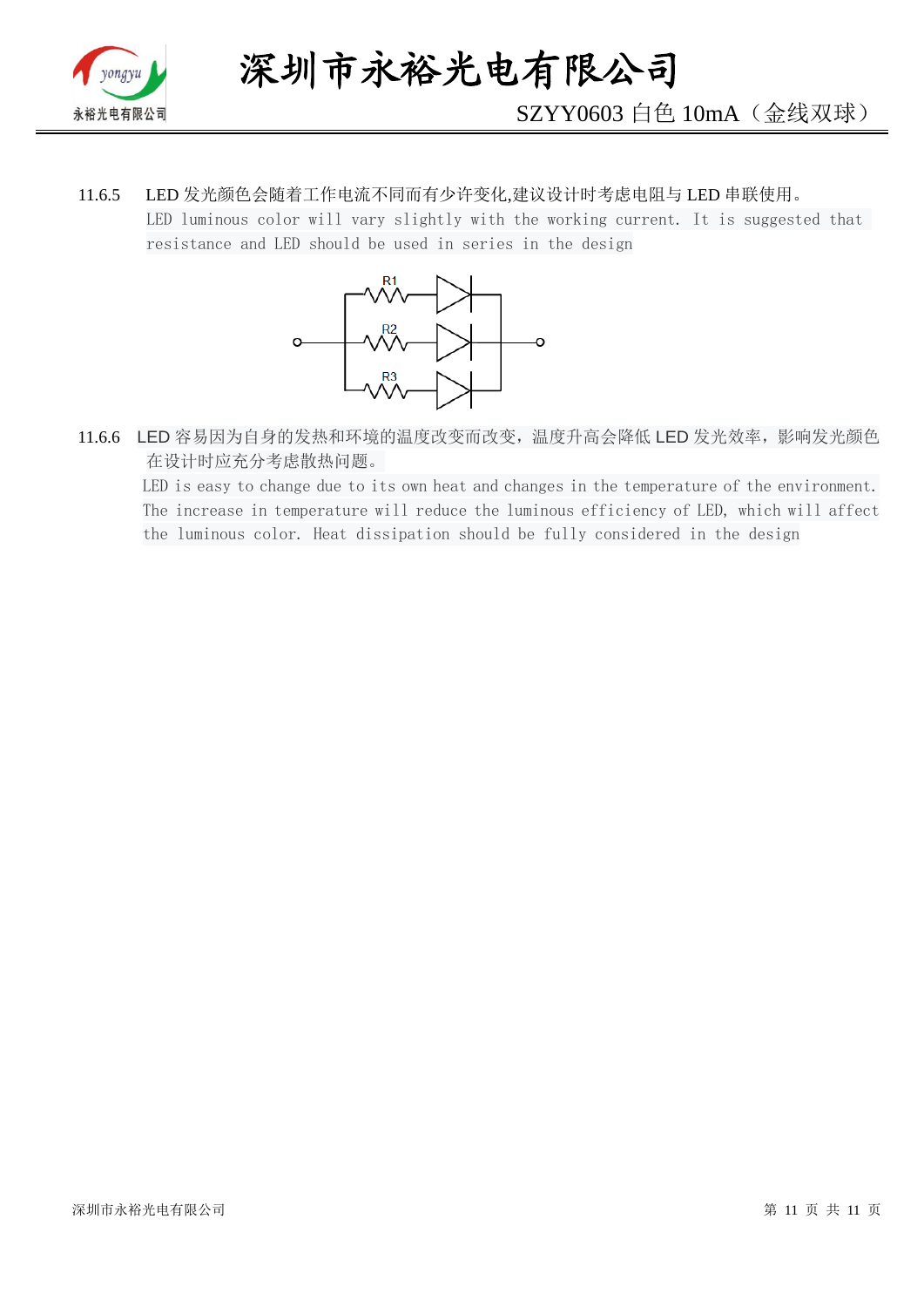11.6.5 LED 发光颜色会随着工作电流不同而有少许变化,建议设计时考虑电阻与 LED 串联使用。

LED luminous color will vary slightly with the working current. It is suggested that resistance and LED should be used in series in the design

R1

R2

R3

11.6.6 LED 容易因为自身的发热和环境的温度改变而改变，温度升高会降低 LED 发光效率，影响发光颜色在设计时应充分考虑散热问题。

LED is easy to change due to its own heat and changes in the temperature of the environment. The increase in temperature will reduce the luminous efficiency of LED, which will affect the luminous color. Heat dissipation should be fully considered in the design